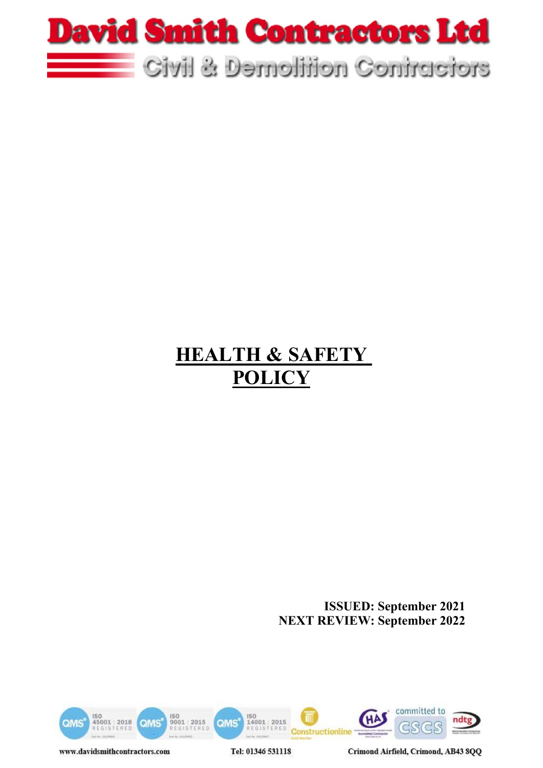# David Smith Contractors Ltd

Civil & Demolition Contractors

# HEALTH & SAFETY POLICY

**ISSUED: September 2021**
**NEXT REVIEW: September 2022**

www.davidsmithcontractors.com    Tel: 01346 531118    Crimond Airfield, Crimond, AB43 8QQ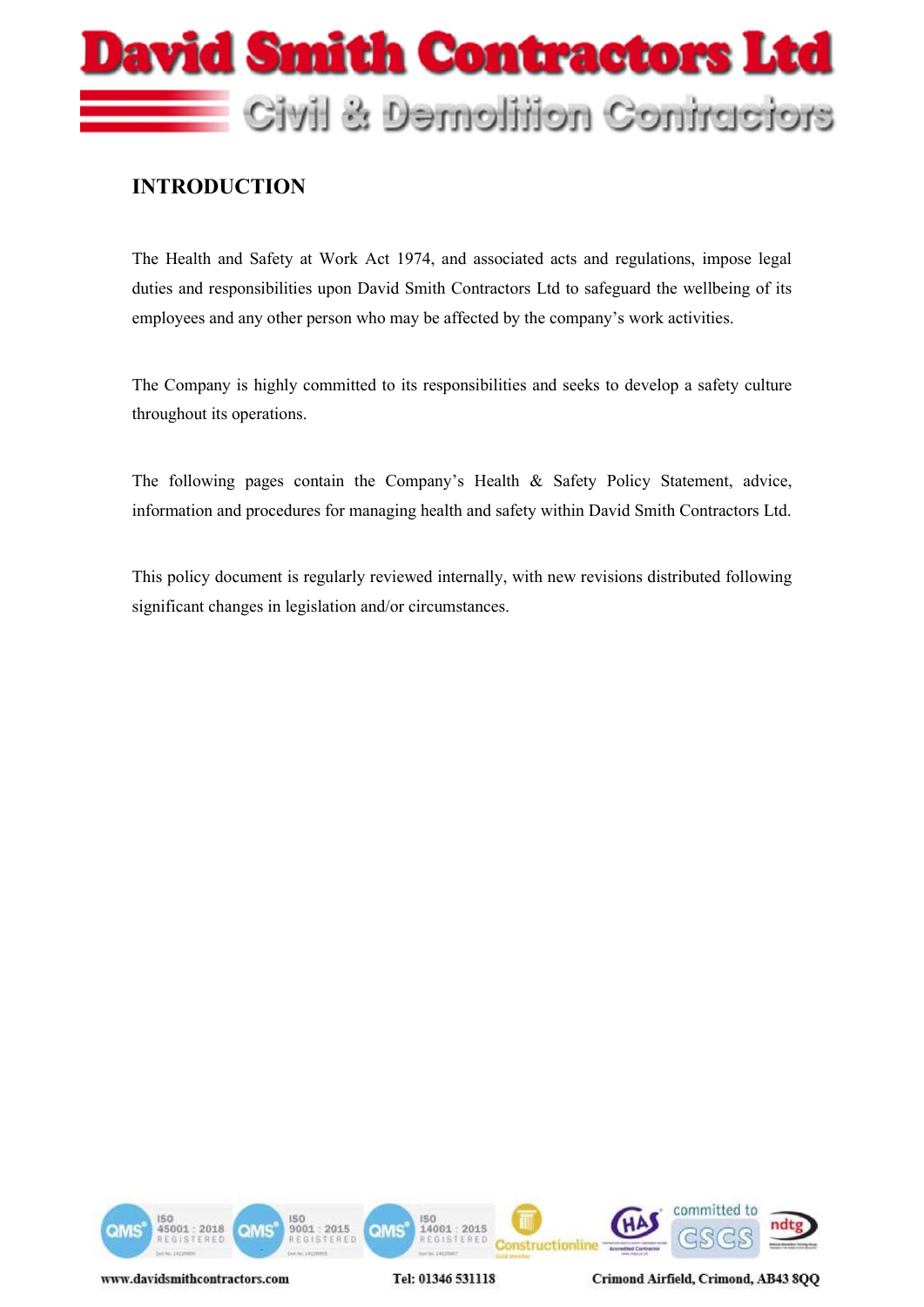## INTRODUCTION

The Health and Safety at Work Act 1974, and associated acts and regulations, impose legal duties and responsibilities upon David Smith Contractors Ltd to safeguard the wellbeing of its employees and any other person who may be affected by the company's work activities.

The Company is highly committed to its responsibilities and seeks to develop a safety culture throughout its operations.

The following pages contain the Company's Health & Safety Policy Statement, advice, information and procedures for managing health and safety within David Smith Contractors Ltd.

This policy document is regularly reviewed internally, with new revisions distributed following significant changes in legislation and/or circumstances.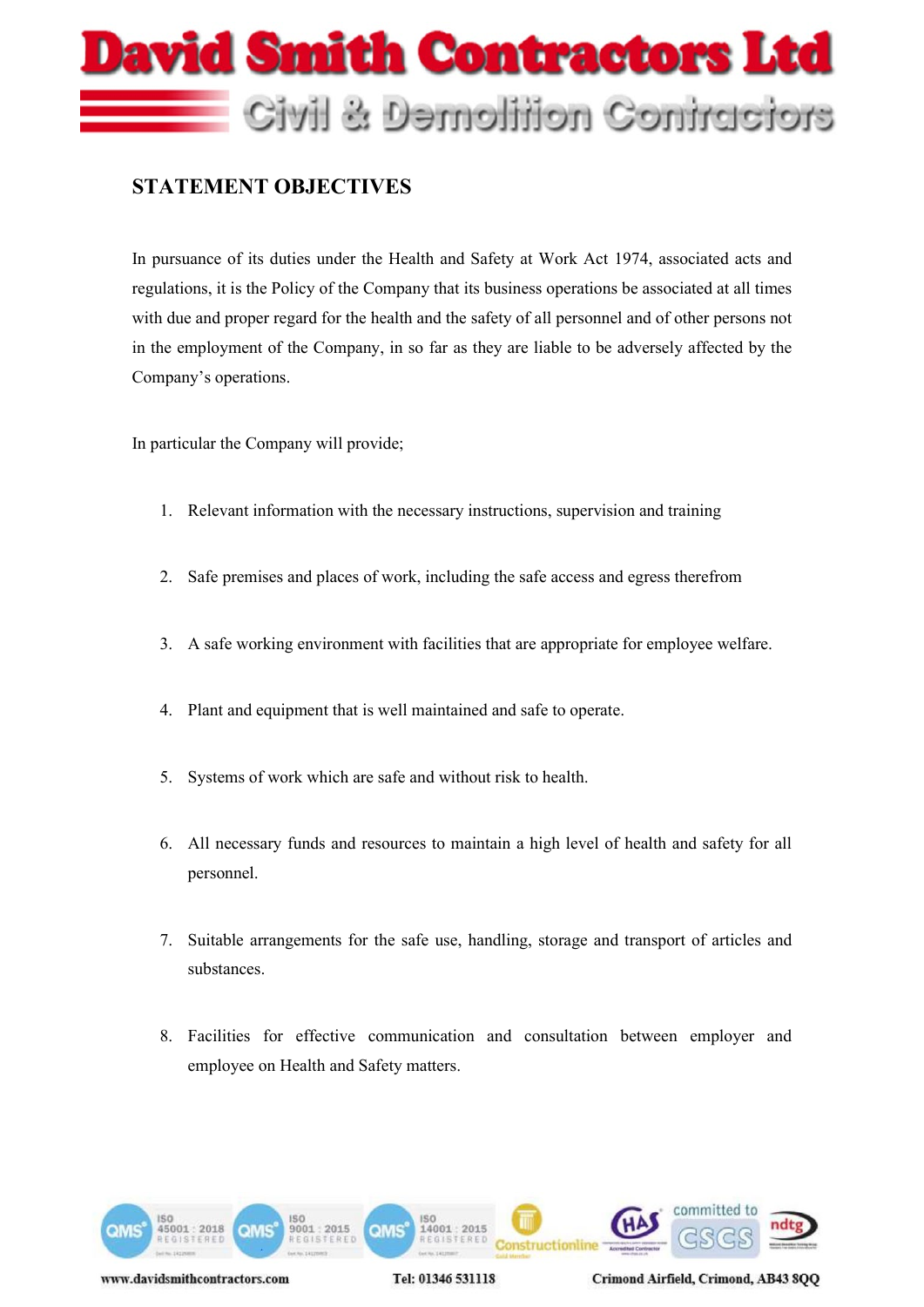## STATEMENT OBJECTIVES

In pursuance of its duties under the Health and Safety at Work Act 1974, associated acts and regulations, it is the Policy of the Company that its business operations be associated at all times with due and proper regard for the health and the safety of all personnel and of other persons not in the employment of the Company, in so far as they are liable to be adversely affected by the Company's operations.

In particular the Company will provide;

1. Relevant information with the necessary instructions, supervision and training
2. Safe premises and places of work, including the safe access and egress therefrom
3. A safe working environment with facilities that are appropriate for employee welfare.
4. Plant and equipment that is well maintained and safe to operate.
5. Systems of work which are safe and without risk to health.
6. All necessary funds and resources to maintain a high level of health and safety for all personnel.
7. Suitable arrangements for the safe use, handling, storage and transport of articles and substances.
8. Facilities for effective communication and consultation between employer and employee on Health and Safety matters.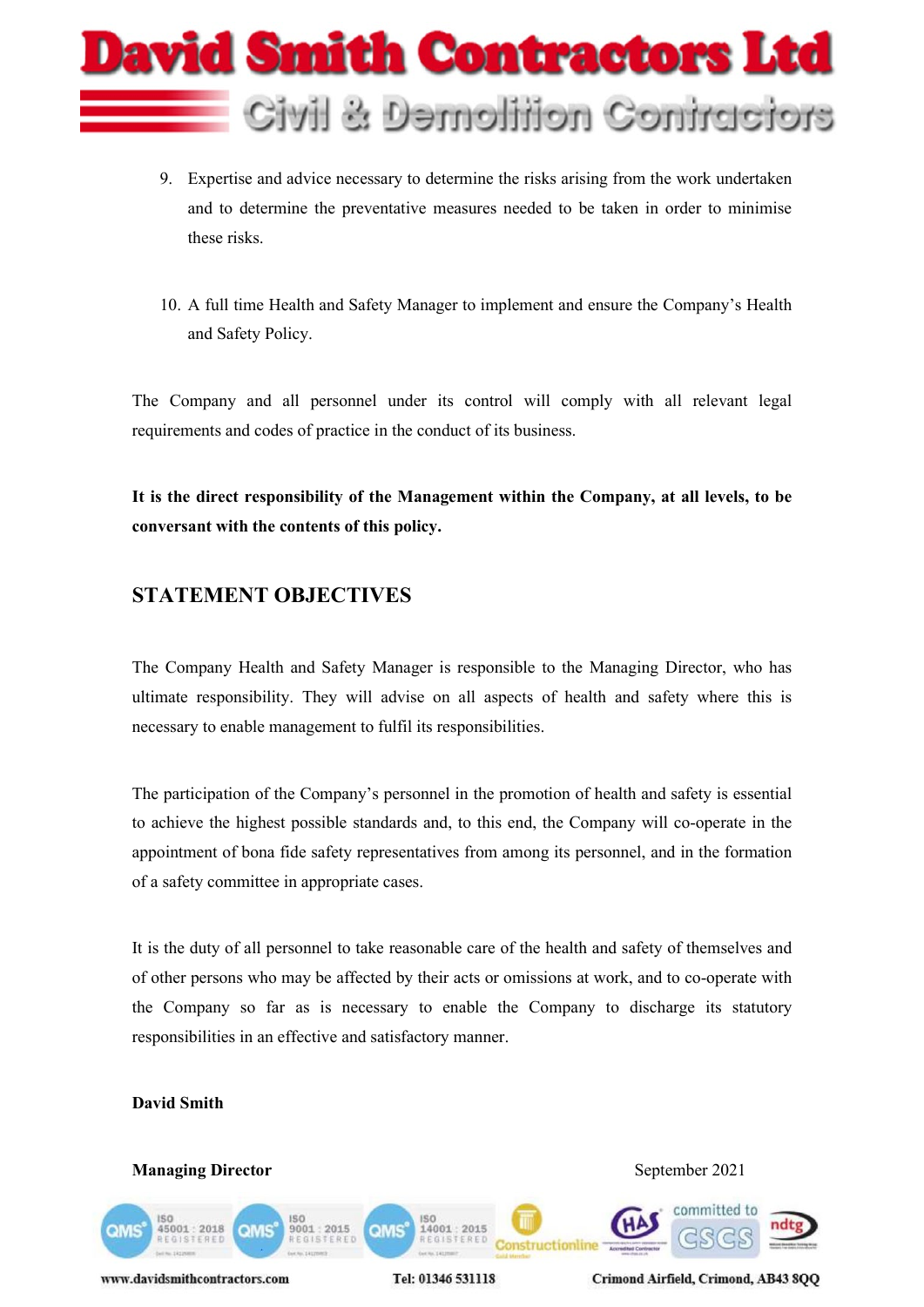9. Expertise and advice necessary to determine the risks arising from the work undertaken and to determine the preventative measures needed to be taken in order to minimise these risks.

10. A full time Health and Safety Manager to implement and ensure the Company's Health and Safety Policy.

The Company and all personnel under its control will comply with all relevant legal requirements and codes of practice in the conduct of its business.

**It is the direct responsibility of the Management within the Company, at all levels, to be conversant with the contents of this policy.**

## STATEMENT OBJECTIVES

The Company Health and Safety Manager is responsible to the Managing Director, who has ultimate responsibility. They will advise on all aspects of health and safety where this is necessary to enable management to fulfil its responsibilities.

The participation of the Company's personnel in the promotion of health and safety is essential to achieve the highest possible standards and, to this end, the Company will co-operate in the appointment of bona fide safety representatives from among its personnel, and in the formation of a safety committee in appropriate cases.

It is the duty of all personnel to take reasonable care of the health and safety of themselves and of other persons who may be affected by their acts or omissions at work, and to co-operate with the Company so far as is necessary to enable the Company to discharge its statutory responsibilities in an effective and satisfactory manner.

**David Smith**

**Managing Director** September 2021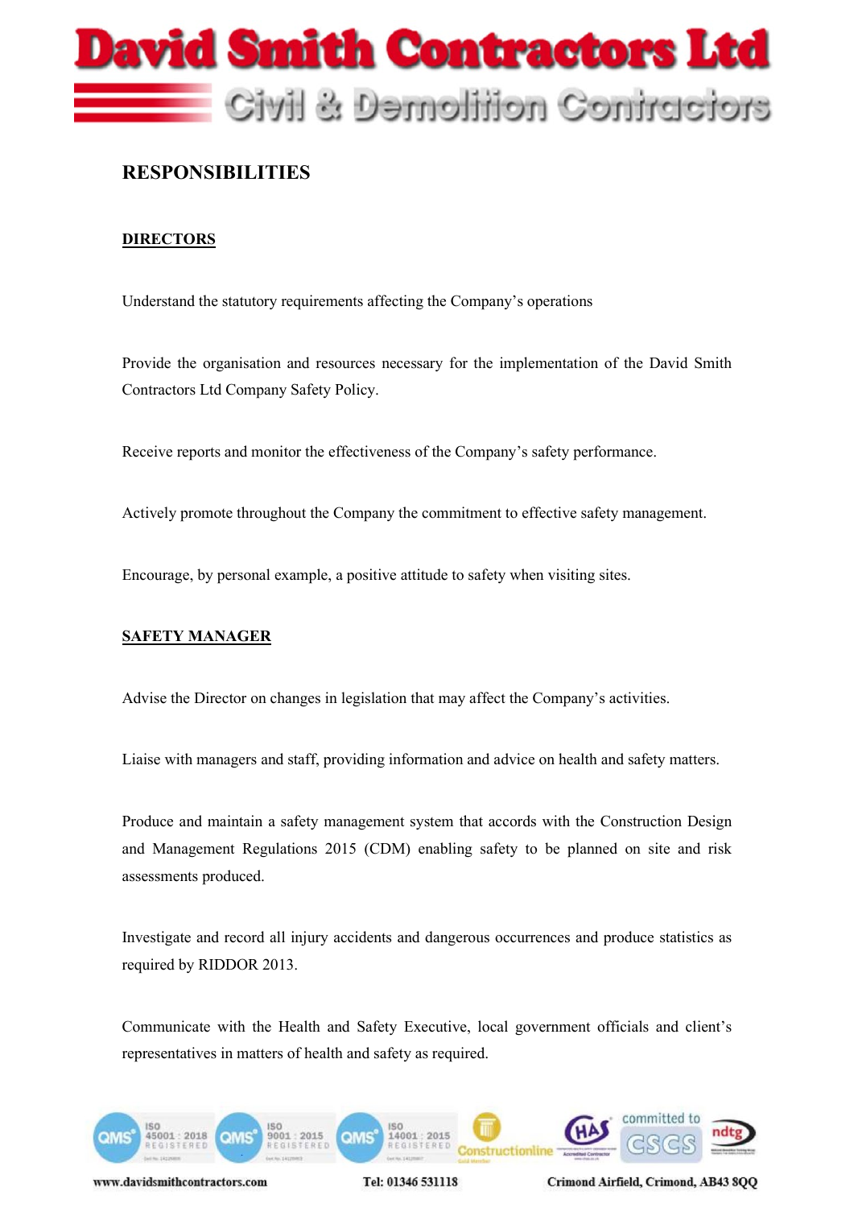# RESPONSIBILITIES

## DIRECTORS

Understand the statutory requirements affecting the Company's operations

Provide the organisation and resources necessary for the implementation of the David Smith Contractors Ltd Company Safety Policy.

Receive reports and monitor the effectiveness of the Company's safety performance.

Actively promote throughout the Company the commitment to effective safety management.

Encourage, by personal example, a positive attitude to safety when visiting sites.

## SAFETY MANAGER

Advise the Director on changes in legislation that may affect the Company's activities.

Liaise with managers and staff, providing information and advice on health and safety matters.

Produce and maintain a safety management system that accords with the Construction Design and Management Regulations 2015 (CDM) enabling safety to be planned on site and risk assessments produced.

Investigate and record all injury accidents and dangerous occurrences and produce statistics as required by RIDDOR 2013.

Communicate with the Health and Safety Executive, local government officials and client's representatives in matters of health and safety as required.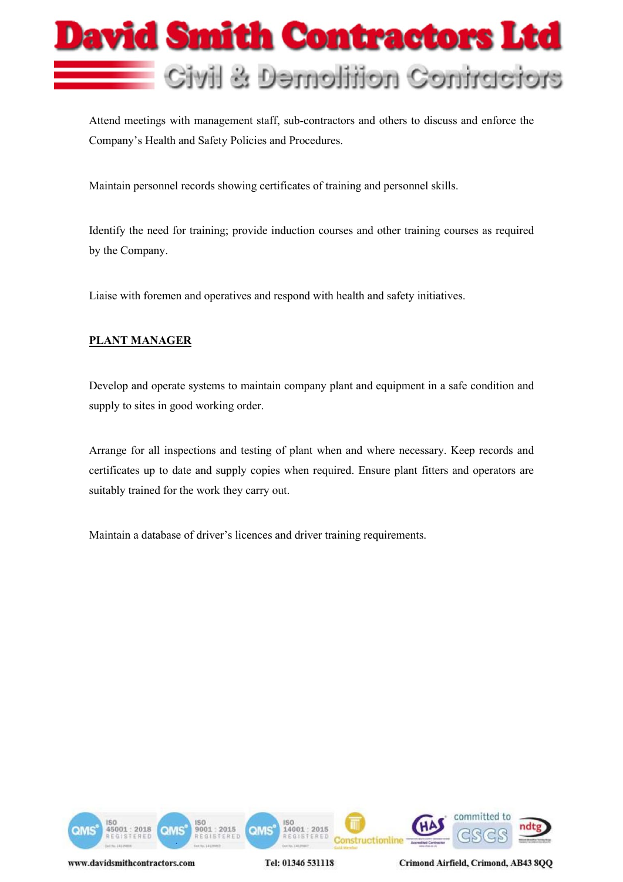Attend meetings with management staff, sub-contractors and others to discuss and enforce the Company's Health and Safety Policies and Procedures.

Maintain personnel records showing certificates of training and personnel skills.

Identify the need for training; provide induction courses and other training courses as required by the Company.

Liaise with foremen and operatives and respond with health and safety initiatives.

**PLANT MANAGER**

Develop and operate systems to maintain company plant and equipment in a safe condition and supply to sites in good working order.

Arrange for all inspections and testing of plant when and where necessary. Keep records and certificates up to date and supply copies when required. Ensure plant fitters and operators are suitably trained for the work they carry out.

Maintain a database of driver's licences and driver training requirements.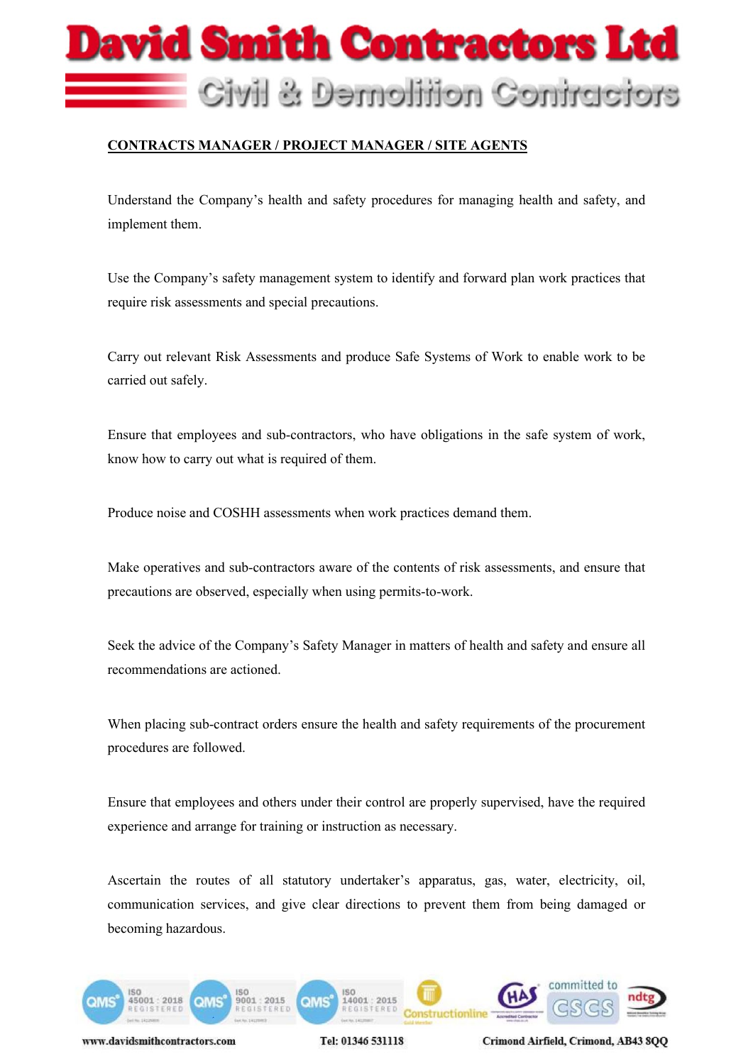**CONTRACTS MANAGER / PROJECT MANAGER / SITE AGENTS**

Understand the Company's health and safety procedures for managing health and safety, and implement them.

Use the Company's safety management system to identify and forward plan work practices that require risk assessments and special precautions.

Carry out relevant Risk Assessments and produce Safe Systems of Work to enable work to be carried out safely.

Ensure that employees and sub-contractors, who have obligations in the safe system of work, know how to carry out what is required of them.

Produce noise and COSHH assessments when work practices demand them.

Make operatives and sub-contractors aware of the contents of risk assessments, and ensure that precautions are observed, especially when using permits-to-work.

Seek the advice of the Company's Safety Manager in matters of health and safety and ensure all recommendations are actioned.

When placing sub-contract orders ensure the health and safety requirements of the procurement procedures are followed.

Ensure that employees and others under their control are properly supervised, have the required experience and arrange for training or instruction as necessary.

Ascertain the routes of all statutory undertaker's apparatus, gas, water, electricity, oil, communication services, and give clear directions to prevent them from being damaged or becoming hazardous.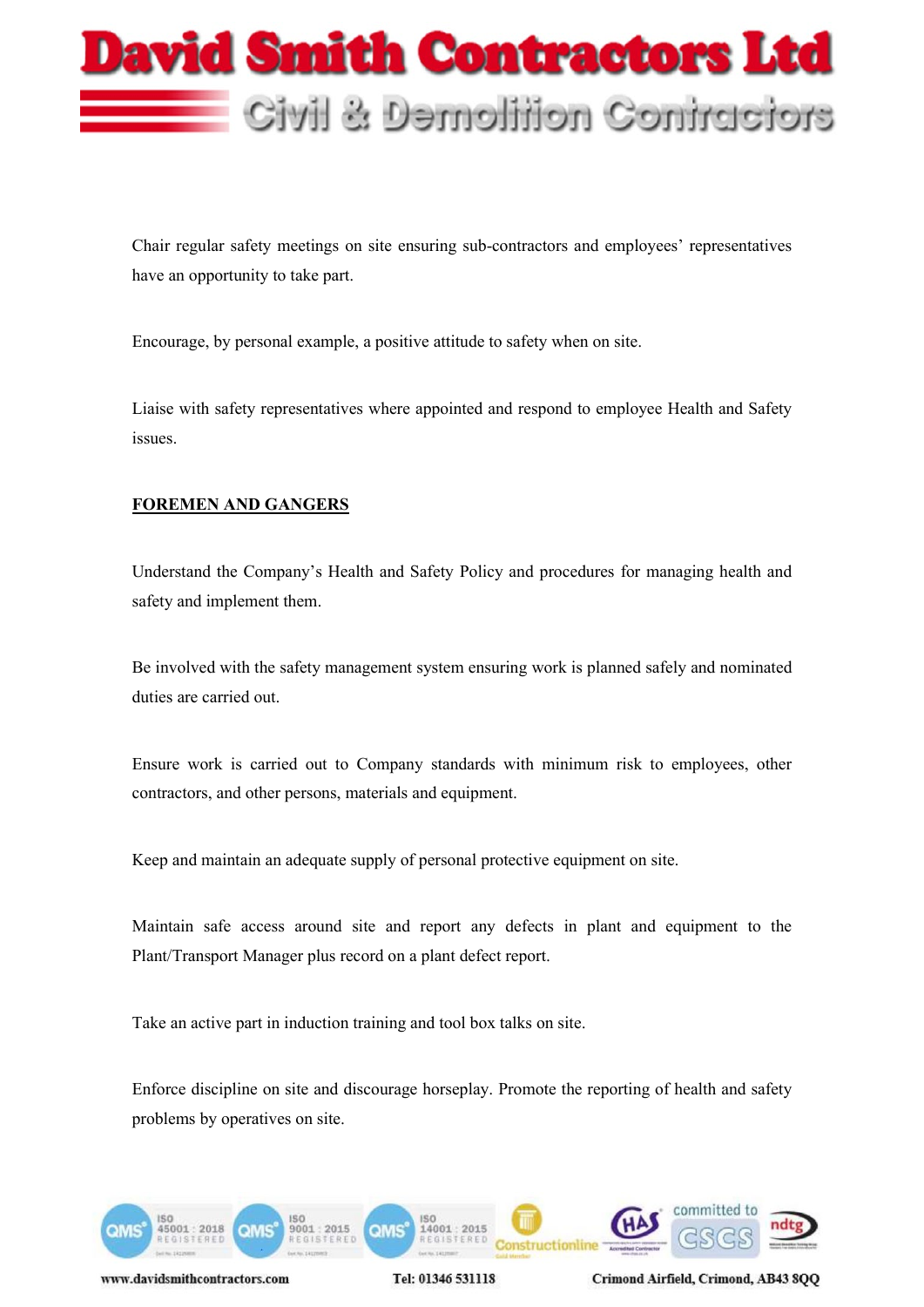Chair regular safety meetings on site ensuring sub-contractors and employees' representatives have an opportunity to take part.

Encourage, by personal example, a positive attitude to safety when on site.

Liaise with safety representatives where appointed and respond to employee Health and Safety issues.

**FOREMEN AND GANGERS**

Understand the Company's Health and Safety Policy and procedures for managing health and safety and implement them.

Be involved with the safety management system ensuring work is planned safely and nominated duties are carried out.

Ensure work is carried out to Company standards with minimum risk to employees, other contractors, and other persons, materials and equipment.

Keep and maintain an adequate supply of personal protective equipment on site.

Maintain safe access around site and report any defects in plant and equipment to the Plant/Transport Manager plus record on a plant defect report.

Take an active part in induction training and tool box talks on site.

Enforce discipline on site and discourage horseplay. Promote the reporting of health and safety problems by operatives on site.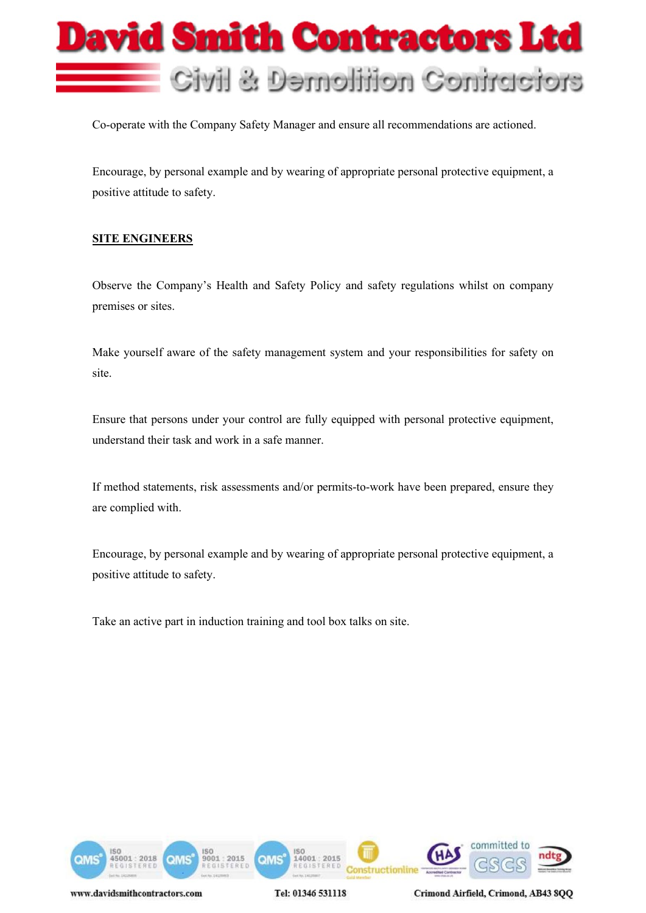Co-operate with the Company Safety Manager and ensure all recommendations are actioned.

Encourage, by personal example and by wearing of appropriate personal protective equipment, a positive attitude to safety.

**SITE ENGINEERS**

Observe the Company's Health and Safety Policy and safety regulations whilst on company premises or sites.

Make yourself aware of the safety management system and your responsibilities for safety on site.

Ensure that persons under your control are fully equipped with personal protective equipment, understand their task and work in a safe manner.

If method statements, risk assessments and/or permits-to-work have been prepared, ensure they are complied with.

Encourage, by personal example and by wearing of appropriate personal protective equipment, a positive attitude to safety.

Take an active part in induction training and tool box talks on site.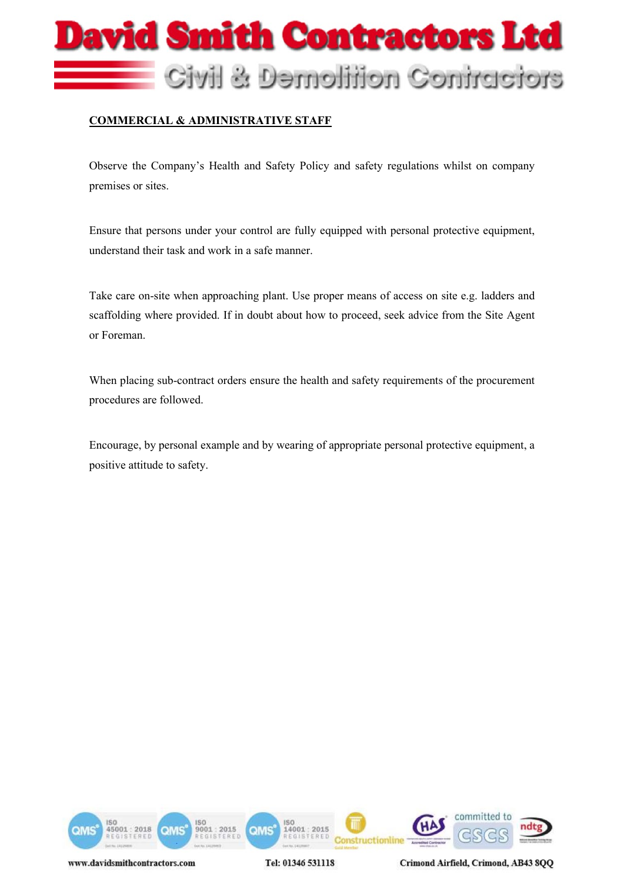**COMMERCIAL & ADMINISTRATIVE STAFF**

Observe the Company's Health and Safety Policy and safety regulations whilst on company premises or sites.

Ensure that persons under your control are fully equipped with personal protective equipment, understand their task and work in a safe manner.

Take care on-site when approaching plant. Use proper means of access on site e.g. ladders and scaffolding where provided. If in doubt about how to proceed, seek advice from the Site Agent or Foreman.

When placing sub-contract orders ensure the health and safety requirements of the procurement procedures are followed.

Encourage, by personal example and by wearing of appropriate personal protective equipment, a positive attitude to safety.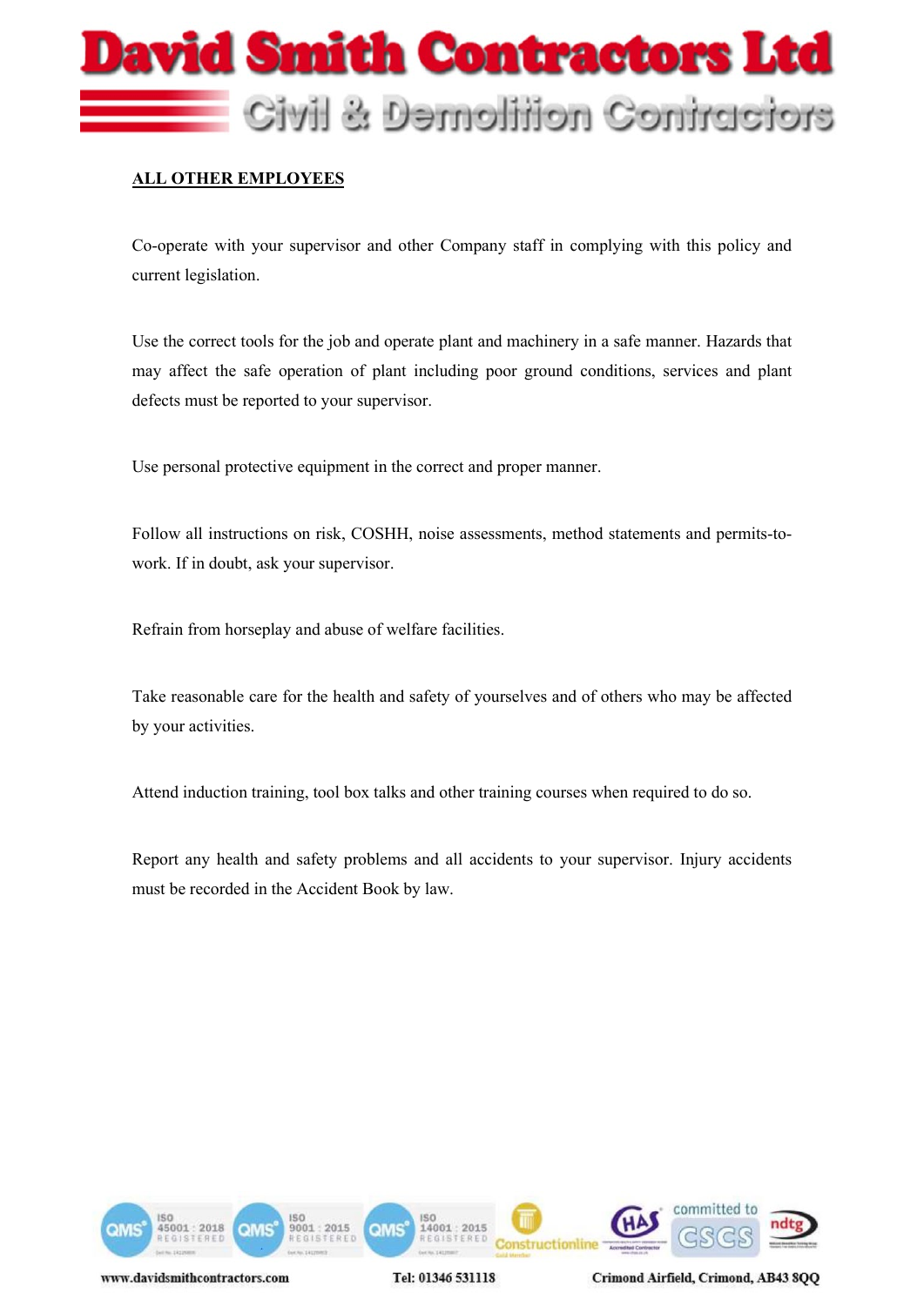## ALL OTHER EMPLOYEES

Co-operate with your supervisor and other Company staff in complying with this policy and current legislation.

Use the correct tools for the job and operate plant and machinery in a safe manner. Hazards that may affect the safe operation of plant including poor ground conditions, services and plant defects must be reported to your supervisor.

Use personal protective equipment in the correct and proper manner.

Follow all instructions on risk, COSHH, noise assessments, method statements and permits-to-work. If in doubt, ask your supervisor.

Refrain from horseplay and abuse of welfare facilities.

Take reasonable care for the health and safety of yourselves and of others who may be affected by your activities.

Attend induction training, tool box talks and other training courses when required to do so.

Report any health and safety problems and all accidents to your supervisor. Injury accidents must be recorded in the Accident Book by law.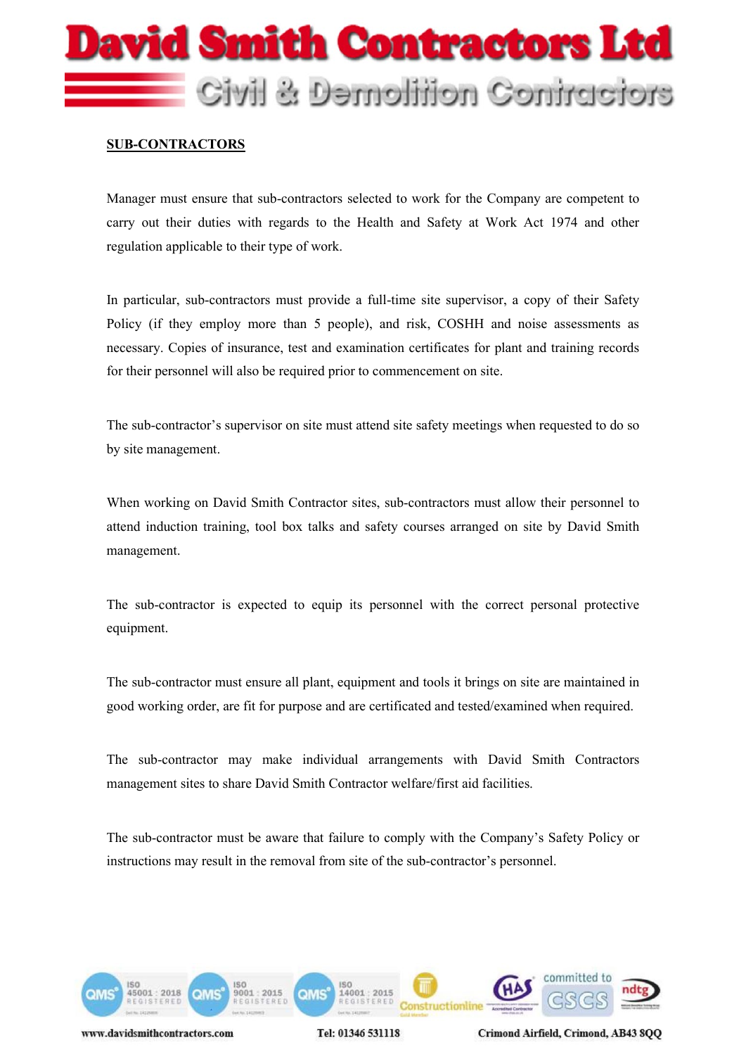## SUB-CONTRACTORS

Manager must ensure that sub-contractors selected to work for the Company are competent to carry out their duties with regards to the Health and Safety at Work Act 1974 and other regulation applicable to their type of work.

In particular, sub-contractors must provide a full-time site supervisor, a copy of their Safety Policy (if they employ more than 5 people), and risk, COSHH and noise assessments as necessary. Copies of insurance, test and examination certificates for plant and training records for their personnel will also be required prior to commencement on site.

The sub-contractor's supervisor on site must attend site safety meetings when requested to do so by site management.

When working on David Smith Contractor sites, sub-contractors must allow their personnel to attend induction training, tool box talks and safety courses arranged on site by David Smith management.

The sub-contractor is expected to equip its personnel with the correct personal protective equipment.

The sub-contractor must ensure all plant, equipment and tools it brings on site are maintained in good working order, are fit for purpose and are certificated and tested/examined when required.

The sub-contractor may make individual arrangements with David Smith Contractors management sites to share David Smith Contractor welfare/first aid facilities.

The sub-contractor must be aware that failure to comply with the Company's Safety Policy or instructions may result in the removal from site of the sub-contractor's personnel.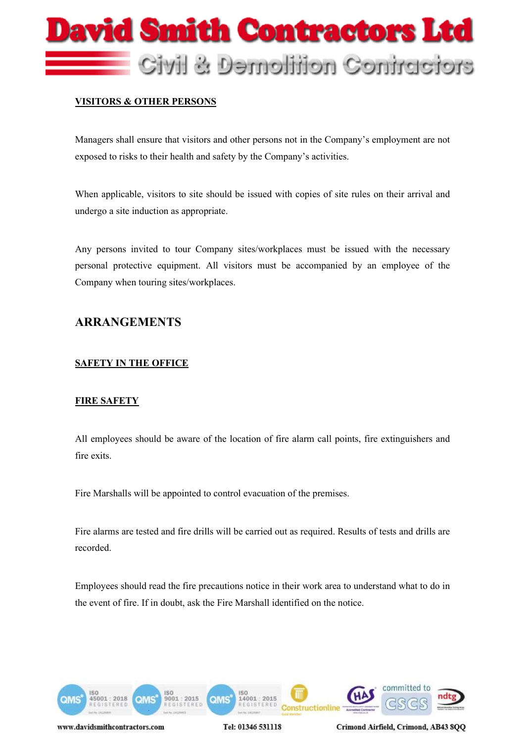**VISITORS & OTHER PERSONS**

Managers shall ensure that visitors and other persons not in the Company's employment are not exposed to risks to their health and safety by the Company's activities.

When applicable, visitors to site should be issued with copies of site rules on their arrival and undergo a site induction as appropriate.

Any persons invited to tour Company sites/workplaces must be issued with the necessary personal protective equipment. All visitors must be accompanied by an employee of the Company when touring sites/workplaces.

## ARRANGEMENTS

**SAFETY IN THE OFFICE**

**FIRE SAFETY**

All employees should be aware of the location of fire alarm call points, fire extinguishers and fire exits.

Fire Marshalls will be appointed to control evacuation of the premises.

Fire alarms are tested and fire drills will be carried out as required. Results of tests and drills are recorded.

Employees should read the fire precautions notice in their work area to understand what to do in the event of fire. If in doubt, ask the Fire Marshall identified on the notice.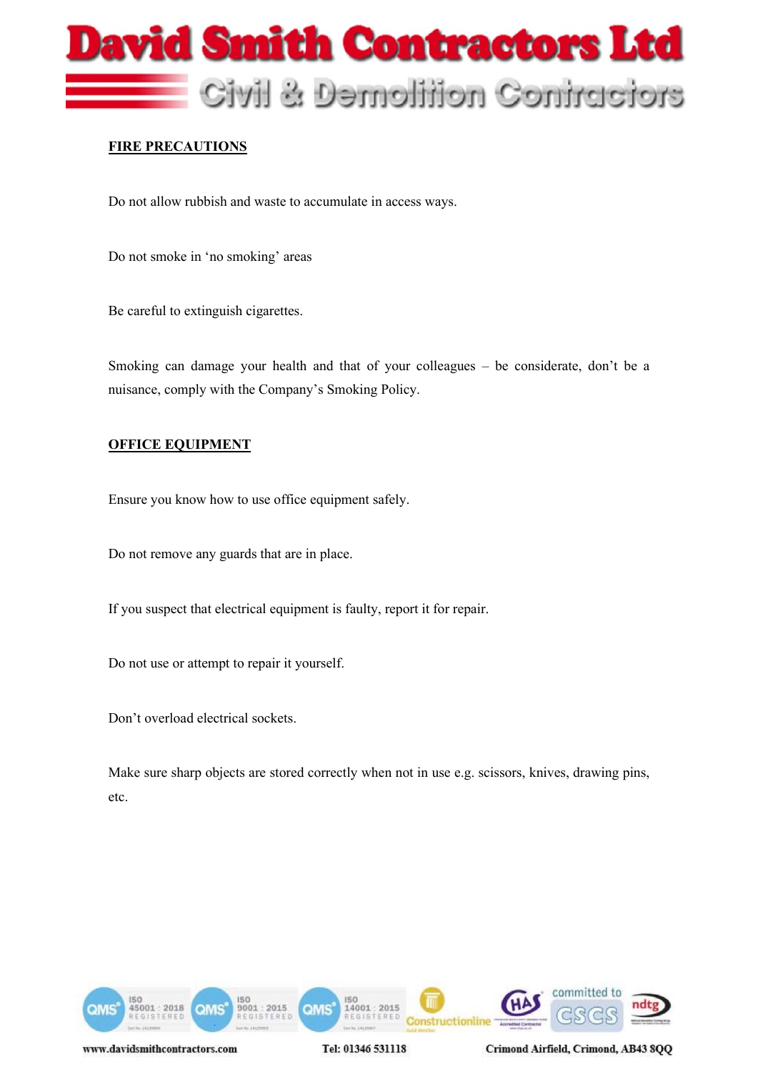## FIRE PRECAUTIONS

Do not allow rubbish and waste to accumulate in access ways.

Do not smoke in 'no smoking' areas

Be careful to extinguish cigarettes.

Smoking can damage your health and that of your colleagues – be considerate, don't be a nuisance, comply with the Company's Smoking Policy.

## OFFICE EQUIPMENT

Ensure you know how to use office equipment safely.

Do not remove any guards that are in place.

If you suspect that electrical equipment is faulty, report it for repair.

Do not use or attempt to repair it yourself.

Don't overload electrical sockets.

Make sure sharp objects are stored correctly when not in use e.g. scissors, knives, drawing pins, etc.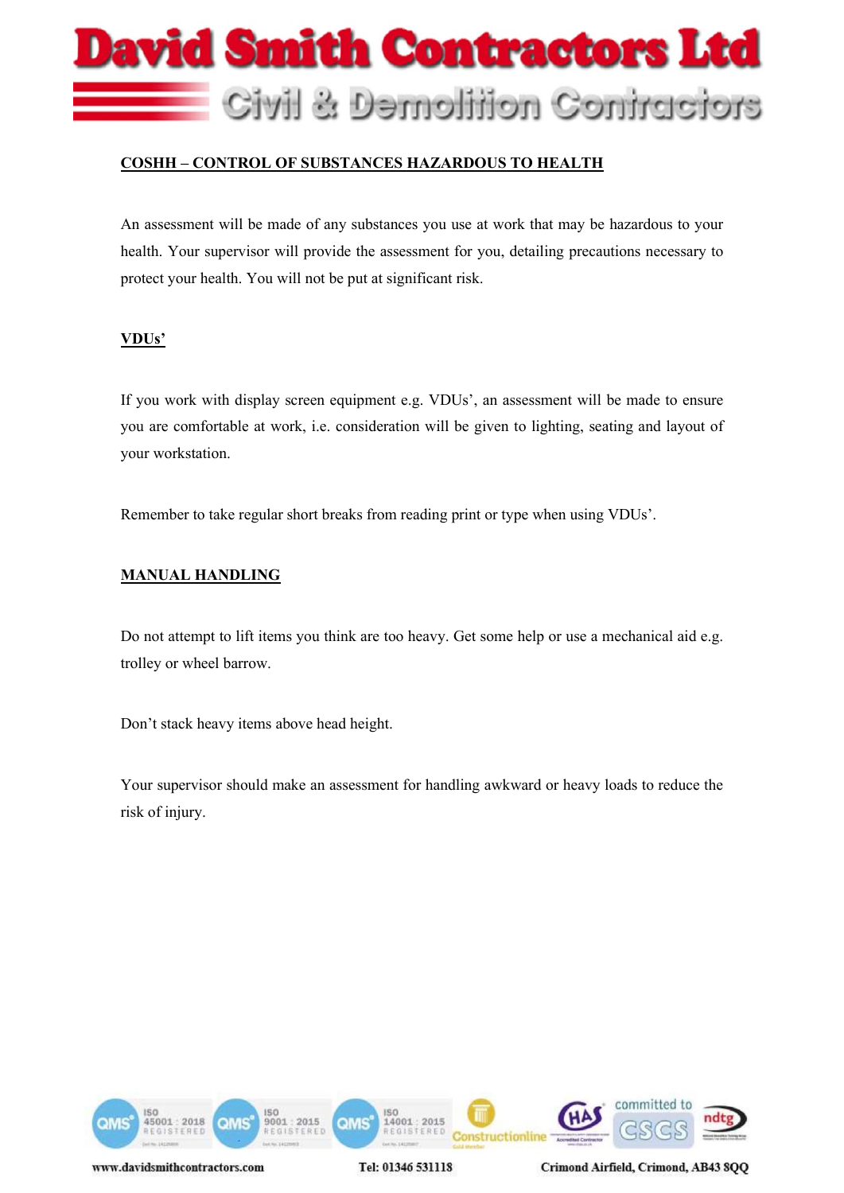## COSHH – CONTROL OF SUBSTANCES HAZARDOUS TO HEALTH

An assessment will be made of any substances you use at work that may be hazardous to your health. Your supervisor will provide the assessment for you, detailing precautions necessary to protect your health. You will not be put at significant risk.

## VDUs’

If you work with display screen equipment e.g. VDUs’, an assessment will be made to ensure you are comfortable at work, i.e. consideration will be given to lighting, seating and layout of your workstation.

Remember to take regular short breaks from reading print or type when using VDUs’.

## MANUAL HANDLING

Do not attempt to lift items you think are too heavy. Get some help or use a mechanical aid e.g. trolley or wheel barrow.

Don’t stack heavy items above head height.

Your supervisor should make an assessment for handling awkward or heavy loads to reduce the risk of injury.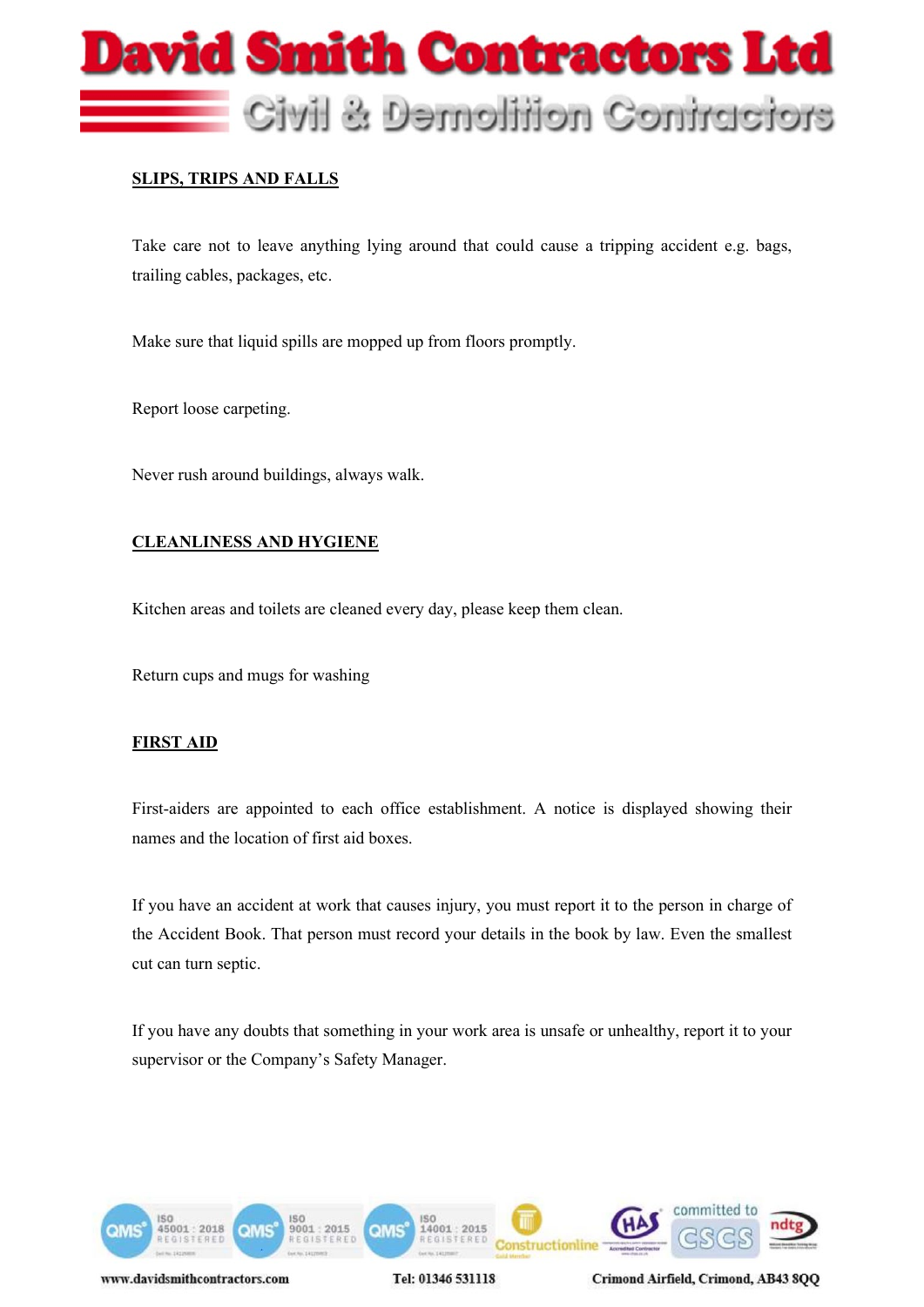## SLIPS, TRIPS AND FALLS

Take care not to leave anything lying around that could cause a tripping accident e.g. bags, trailing cables, packages, etc.

Make sure that liquid spills are mopped up from floors promptly.

Report loose carpeting.

Never rush around buildings, always walk.

## CLEANLINESS AND HYGIENE

Kitchen areas and toilets are cleaned every day, please keep them clean.

Return cups and mugs for washing

## FIRST AID

First-aiders are appointed to each office establishment. A notice is displayed showing their names and the location of first aid boxes.

If you have an accident at work that causes injury, you must report it to the person in charge of the Accident Book. That person must record your details in the book by law. Even the smallest cut can turn septic.

If you have any doubts that something in your work area is unsafe or unhealthy, report it to your supervisor or the Company's Safety Manager.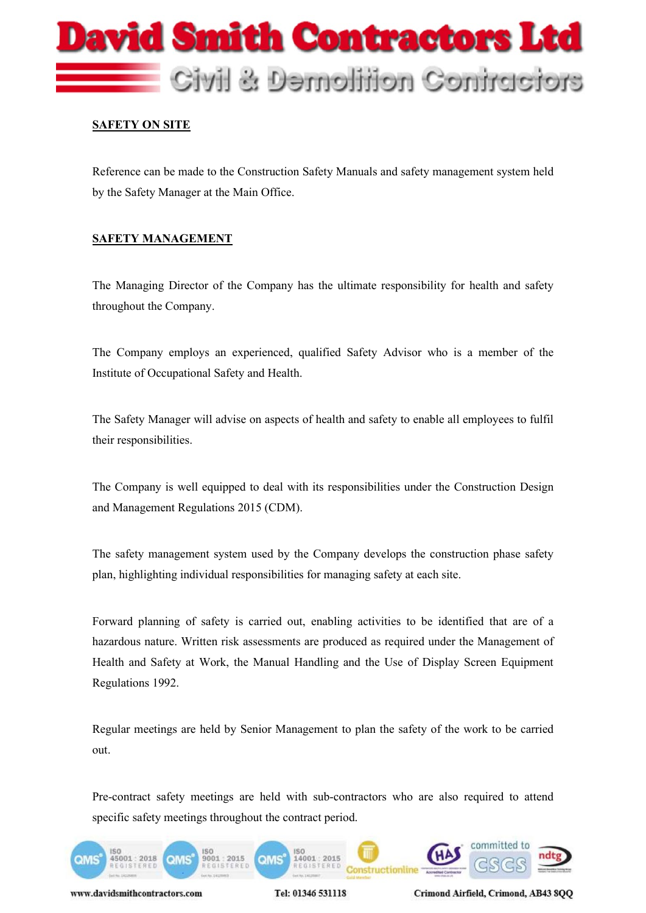## SAFETY ON SITE

Reference can be made to the Construction Safety Manuals and safety management system held by the Safety Manager at the Main Office.

## SAFETY MANAGEMENT

The Managing Director of the Company has the ultimate responsibility for health and safety throughout the Company.

The Company employs an experienced, qualified Safety Advisor who is a member of the Institute of Occupational Safety and Health.

The Safety Manager will advise on aspects of health and safety to enable all employees to fulfil their responsibilities.

The Company is well equipped to deal with its responsibilities under the Construction Design and Management Regulations 2015 (CDM).

The safety management system used by the Company develops the construction phase safety plan, highlighting individual responsibilities for managing safety at each site.

Forward planning of safety is carried out, enabling activities to be identified that are of a hazardous nature. Written risk assessments are produced as required under the Management of Health and Safety at Work, the Manual Handling and the Use of Display Screen Equipment Regulations 1992.

Regular meetings are held by Senior Management to plan the safety of the work to be carried out.

Pre-contract safety meetings are held with sub-contractors who are also required to attend specific safety meetings throughout the contract period.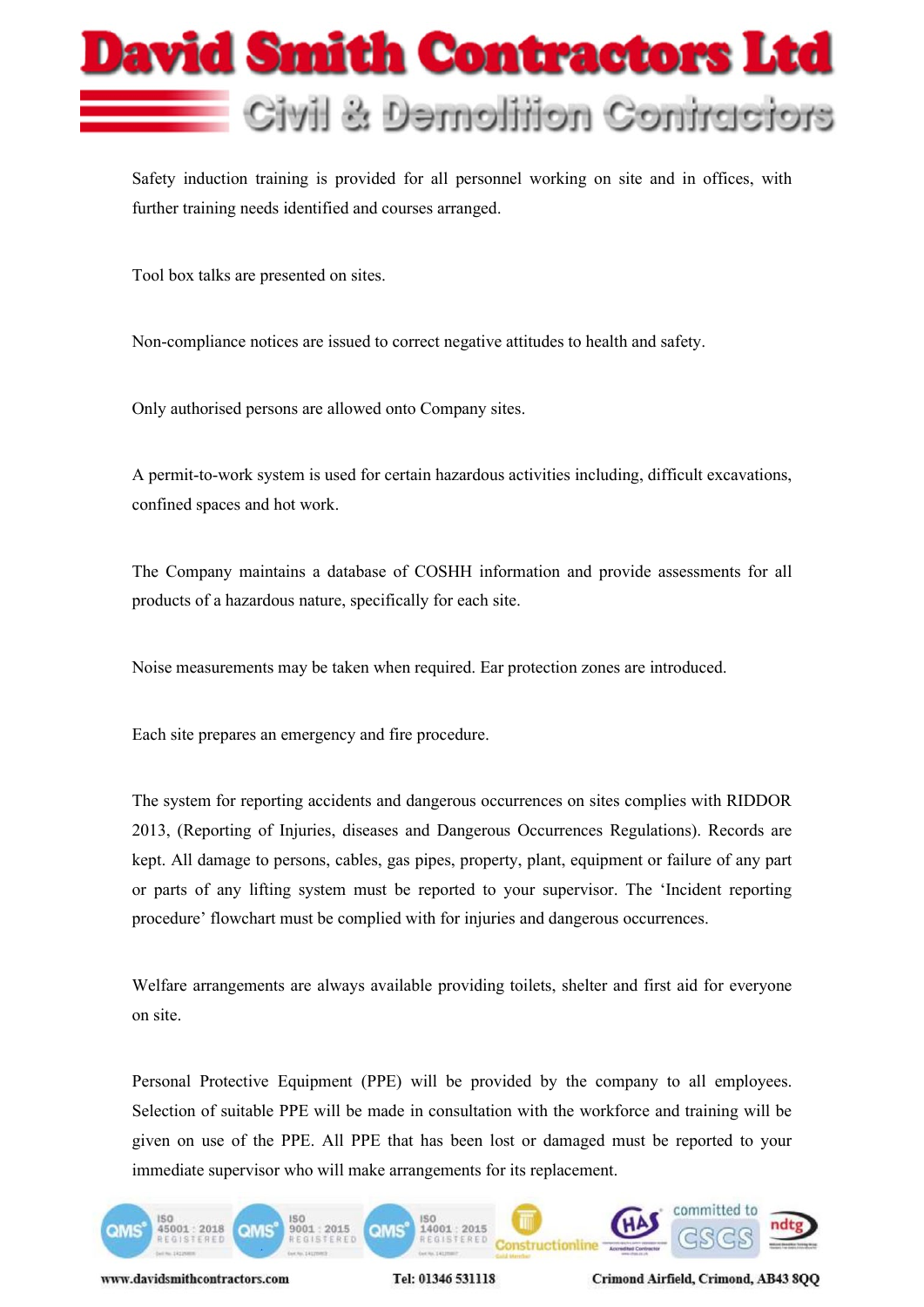Safety induction training is provided for all personnel working on site and in offices, with further training needs identified and courses arranged.

Tool box talks are presented on sites.

Non-compliance notices are issued to correct negative attitudes to health and safety.

Only authorised persons are allowed onto Company sites.

A permit-to-work system is used for certain hazardous activities including, difficult excavations, confined spaces and hot work.

The Company maintains a database of COSHH information and provide assessments for all products of a hazardous nature, specifically for each site.

Noise measurements may be taken when required. Ear protection zones are introduced.

Each site prepares an emergency and fire procedure.

The system for reporting accidents and dangerous occurrences on sites complies with RIDDOR 2013, (Reporting of Injuries, diseases and Dangerous Occurrences Regulations). Records are kept. All damage to persons, cables, gas pipes, property, plant, equipment or failure of any part or parts of any lifting system must be reported to your supervisor. The 'Incident reporting procedure' flowchart must be complied with for injuries and dangerous occurrences.

Welfare arrangements are always available providing toilets, shelter and first aid for everyone on site.

Personal Protective Equipment (PPE) will be provided by the company to all employees. Selection of suitable PPE will be made in consultation with the workforce and training will be given on use of the PPE. All PPE that has been lost or damaged must be reported to your immediate supervisor who will make arrangements for its replacement.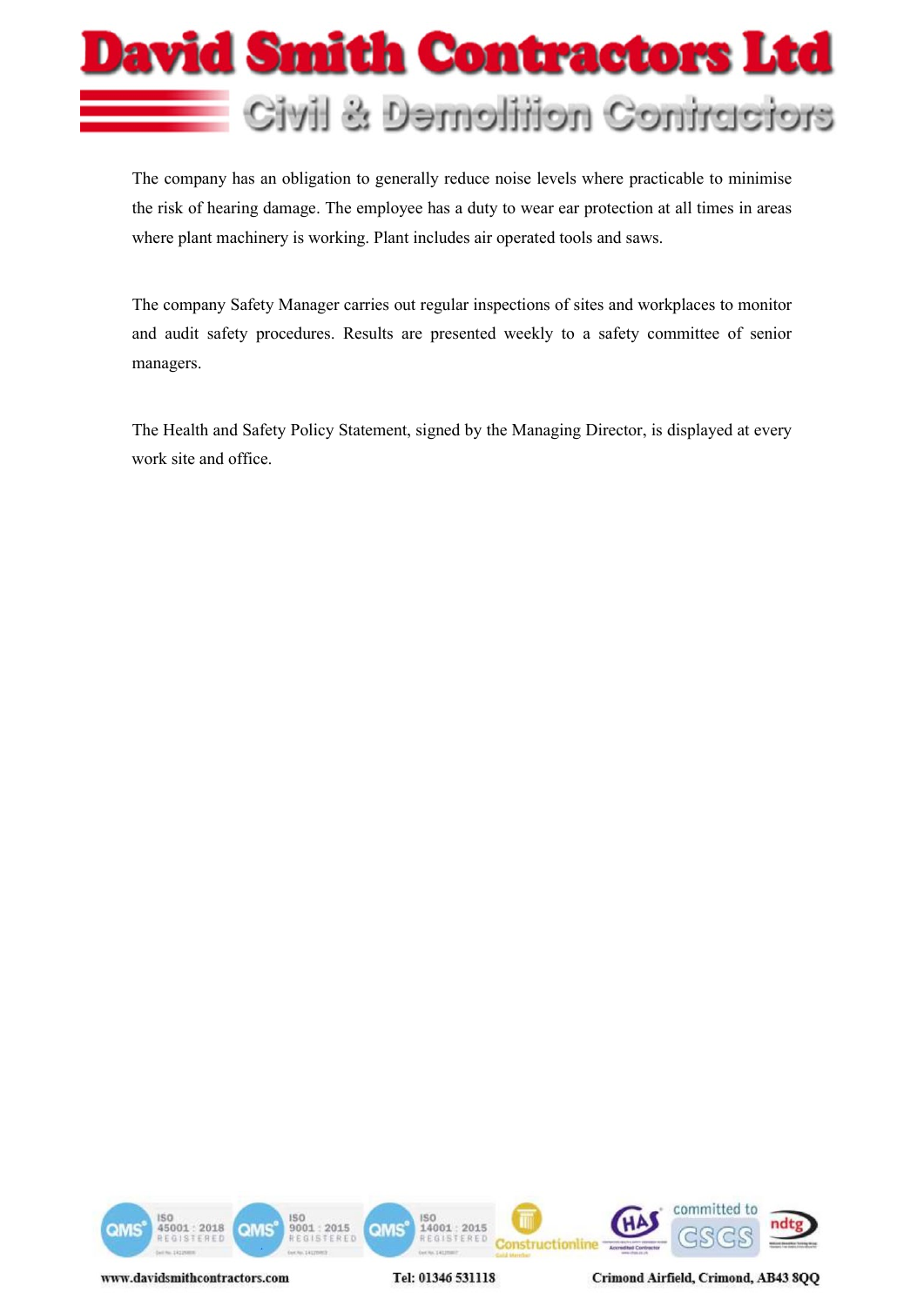The company has an obligation to generally reduce noise levels where practicable to minimise the risk of hearing damage. The employee has a duty to wear ear protection at all times in areas where plant machinery is working. Plant includes air operated tools and saws.

The company Safety Manager carries out regular inspections of sites and workplaces to monitor and audit safety procedures. Results are presented weekly to a safety committee of senior managers.

The Health and Safety Policy Statement, signed by the Managing Director, is displayed at every work site and office.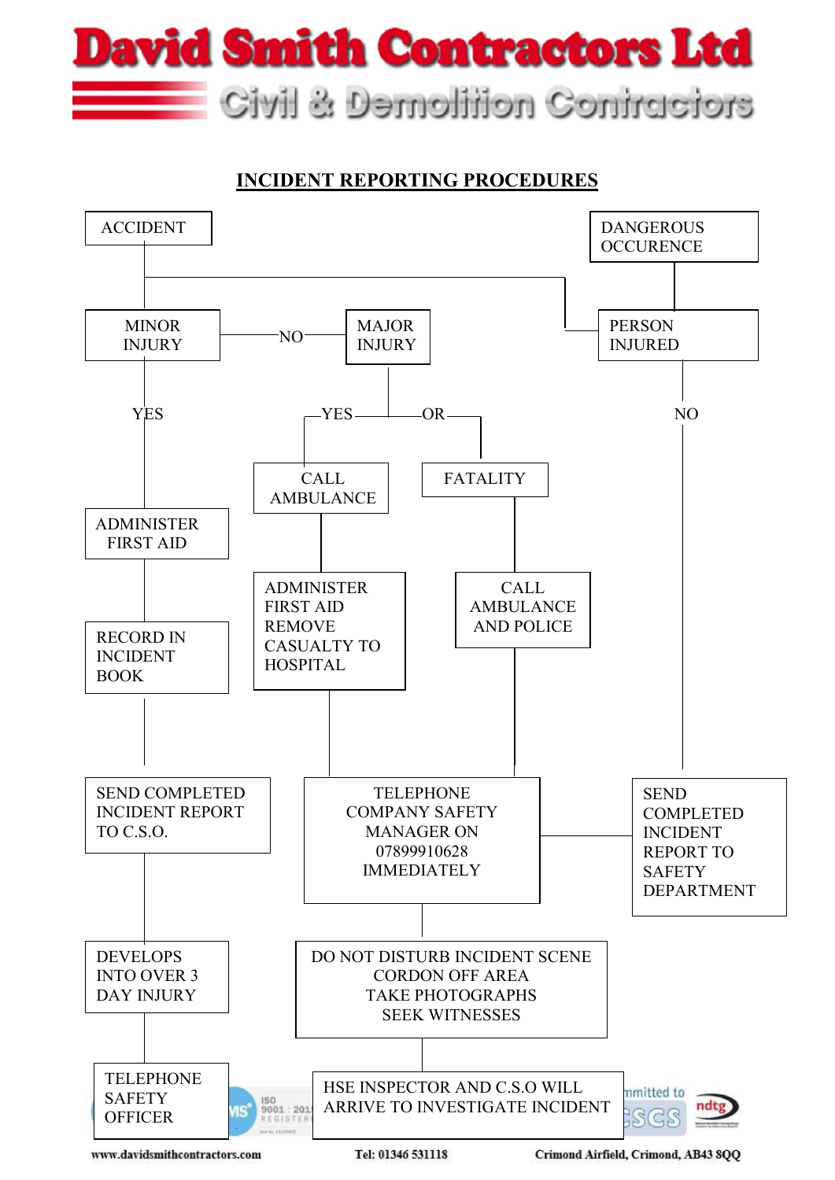# David Smith Contractors Ltd

## Civil & Demolition Contractors

## INCIDENT REPORTING PROCEDURES

ACCIDENT

DANGEROUS OCCURENCE

MINOR INJURY

NO

MAJOR INJURY

PERSON INJURED

YES

YES

OR

NO

CALL AMBULANCE

FATALITY

ADMINISTER FIRST AID

ADMINISTER FIRST AID REMOVE CASUALTY TO HOSPITAL

CALL AMBULANCE AND POLICE

RECORD IN INCIDENT BOOK

SEND COMPLETED INCIDENT REPORT TO C.S.O.

TELEPHONE COMPANY SAFETY MANAGER ON 07899910628 IMMEDIATELY

SEND COMPLETED INCIDENT REPORT TO SAFETY DEPARTMENT

DEVELOPS INTO OVER 3 DAY INJURY

DO NOT DISTURB INCIDENT SCENE
CORDON OFF AREA
TAKE PHOTOGRAPHS
SEEK WITNESSES

TELEPHONE SAFETY OFFICER

HSE INSPECTOR AND C.S.O WILL ARRIVE TO INVESTIGATE INCIDENT

www.davidsmithcontractors.com Tel: 01346 531118 Crimond Airfield, Crimond, AB43 8QQ